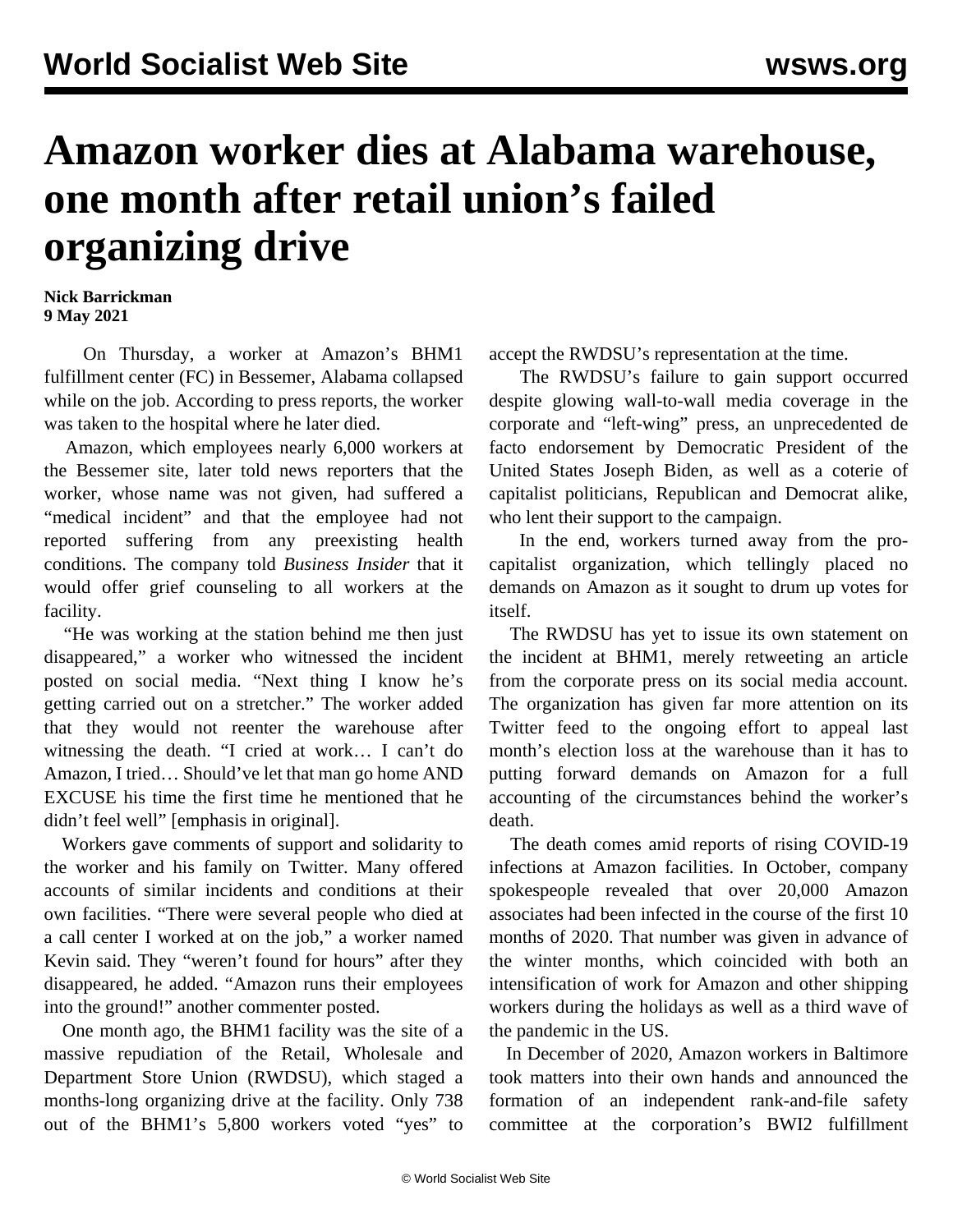# Amazon worker dies at Alabama warehouse, one month after retail union's failed organizing drive

**Nick Barrickman**
**9 May 2021**

On Thursday, a worker at Amazon's BHM1 fulfillment center (FC) in Bessemer, Alabama collapsed while on the job. According to press reports, the worker was taken to the hospital where he later died.

Amazon, which employees nearly 6,000 workers at the Bessemer site, later told news reporters that the worker, whose name was not given, had suffered a "medical incident" and that the employee had not reported suffering from any preexisting health conditions. The company told *Business Insider* that it would offer grief counseling to all workers at the facility.

"He was working at the station behind me then just disappeared," a worker who witnessed the incident posted on social media. "Next thing I know he's getting carried out on a stretcher." The worker added that they would not reenter the warehouse after witnessing the death. "I cried at work… I can't do Amazon, I tried… Should've let that man go home AND EXCUSE his time the first time he mentioned that he didn't feel well" [emphasis in original].

Workers gave comments of support and solidarity to the worker and his family on Twitter. Many offered accounts of similar incidents and conditions at their own facilities. "There were several people who died at a call center I worked at on the job," a worker named Kevin said. They "weren't found for hours" after they disappeared, he added. "Amazon runs their employees into the ground!" another commenter posted.

One month ago, the BHM1 facility was the site of a massive repudiation of the Retail, Wholesale and Department Store Union (RWDSU), which staged a months-long organizing drive at the facility. Only 738 out of the BHM1's 5,800 workers voted "yes" to accept the RWDSU's representation at the time.

The RWDSU's failure to gain support occurred despite glowing wall-to-wall media coverage in the corporate and "left-wing" press, an unprecedented de facto endorsement by Democratic President of the United States Joseph Biden, as well as a coterie of capitalist politicians, Republican and Democrat alike, who lent their support to the campaign.

In the end, workers turned away from the pro-capitalist organization, which tellingly placed no demands on Amazon as it sought to drum up votes for itself.

The RWDSU has yet to issue its own statement on the incident at BHM1, merely retweeting an article from the corporate press on its social media account. The organization has given far more attention on its Twitter feed to the ongoing effort to appeal last month's election loss at the warehouse than it has to putting forward demands on Amazon for a full accounting of the circumstances behind the worker's death.

The death comes amid reports of rising COVID-19 infections at Amazon facilities. In October, company spokespeople revealed that over 20,000 Amazon associates had been infected in the course of the first 10 months of 2020. That number was given in advance of the winter months, which coincided with both an intensification of work for Amazon and other shipping workers during the holidays as well as a third wave of the pandemic in the US.

In December of 2020, Amazon workers in Baltimore took matters into their own hands and announced the formation of an independent rank-and-file safety committee at the corporation's BWI2 fulfillment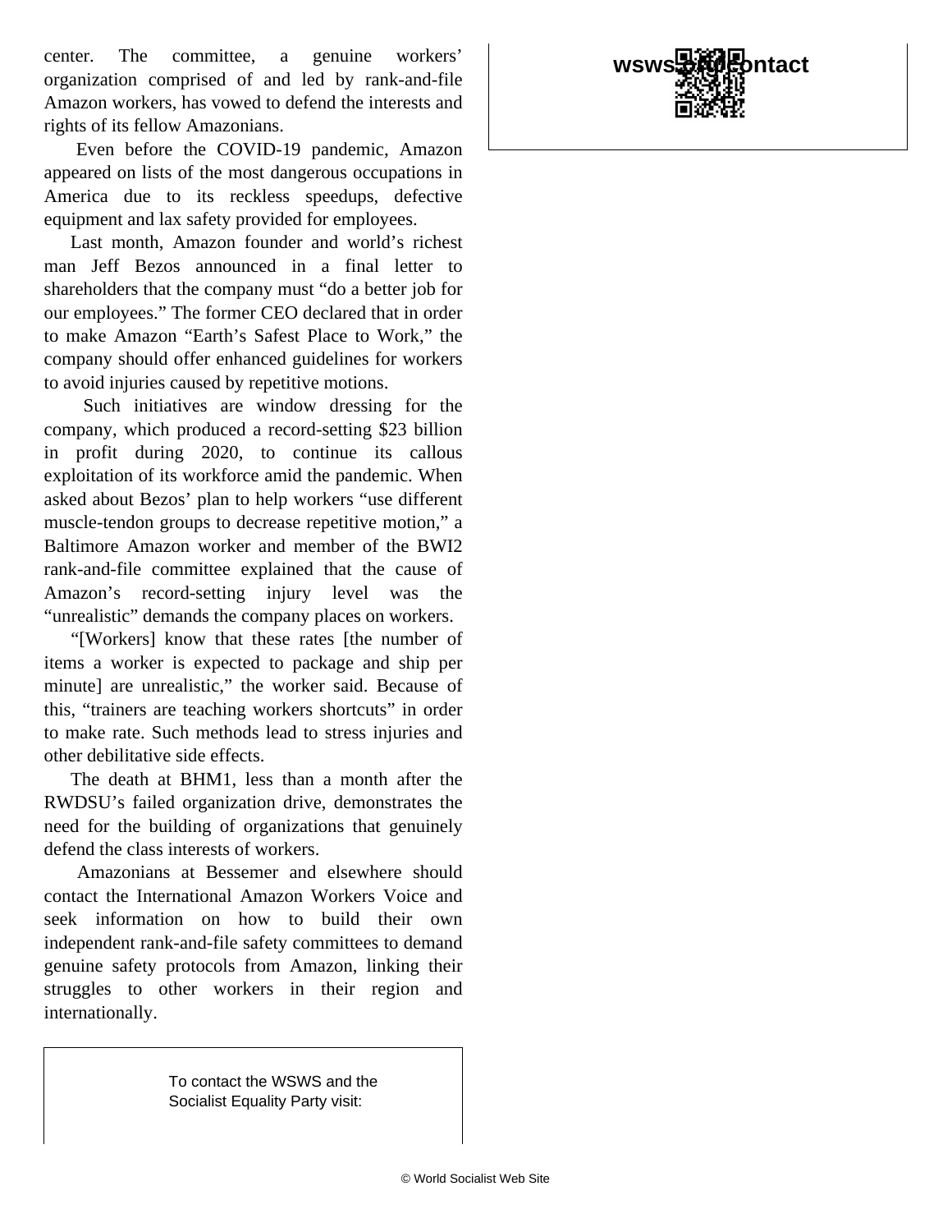center. The committee, a genuine workers' organization comprised of and led by rank-and-file Amazon workers, has vowed to defend the interests and rights of its fellow Amazonians.

Even before the COVID-19 pandemic, Amazon appeared on lists of the most dangerous occupations in America due to its reckless speedups, defective equipment and lax safety provided for employees.

Last month, Amazon founder and world's richest man Jeff Bezos announced in a final letter to shareholders that the company must "do a better job for our employees." The former CEO declared that in order to make Amazon "Earth's Safest Place to Work," the company should offer enhanced guidelines for workers to avoid injuries caused by repetitive motions.

Such initiatives are window dressing for the company, which produced a record-setting $23 billion in profit during 2020, to continue its callous exploitation of its workforce amid the pandemic. When asked about Bezos' plan to help workers "use different muscle-tendon groups to decrease repetitive motion," a Baltimore Amazon worker and member of the BWI2 rank-and-file committee explained that the cause of Amazon's record-setting injury level was the "unrealistic" demands the company places on workers.

"[Workers] know that these rates [the number of items a worker is expected to package and ship per minute] are unrealistic," the worker said. Because of this, "trainers are teaching workers shortcuts" in order to make rate. Such methods lead to stress injuries and other debilitative side effects.

The death at BHM1, less than a month after the RWDSU's failed organization drive, demonstrates the need for the building of organizations that genuinely defend the class interests of workers.

Amazonians at Bessemer and elsewhere should contact the International Amazon Workers Voice and seek information on how to build their own independent rank-and-file safety committees to demand genuine safety protocols from Amazon, linking their struggles to other workers in their region and internationally.

To contact the WSWS and the Socialist Equality Party visit:

**wsws.org/contact**